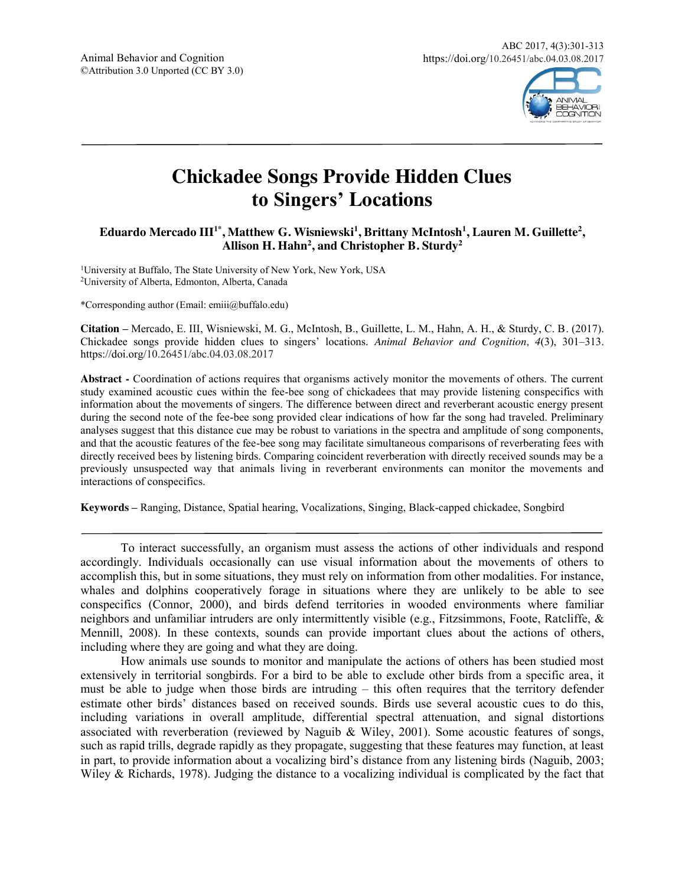Animal Behavior and Cognition
©Attribution 3.0 Unported (CC BY 3.0)

ABC 2017, 4(3):301-313
https://doi.org/10.26451/abc.04.03.08.2017

# Chickadee Songs Provide Hidden Clues to Singers' Locations

**Eduardo Mercado III[1*], Matthew G. Wisniewski[1], Brittany McIntosh[1], Lauren M. Guillette[2], Allison H. Hahn[2], and Christopher B. Sturdy[2]**

[1]University at Buffalo, The State University of New York, New York, USA
[2]University of Alberta, Edmonton, Alberta, Canada

*Corresponding author (Email: emiii@buffalo.edu)

**Citation –** Mercado, E. III, Wisniewski, M. G., McIntosh, B., Guillette, L. M., Hahn, A. H., & Sturdy, C. B. (2017). Chickadee songs provide hidden clues to singers' locations. *Animal Behavior and Cognition, 4*(3), 301–313. https://doi.org/10.26451/abc.04.03.08.2017

**Abstract -** Coordination of actions requires that organisms actively monitor the movements of others. The current study examined acoustic cues within the fee-bee song of chickadees that may provide listening conspecifics with information about the movements of singers. The difference between direct and reverberant acoustic energy present during the second note of the fee-bee song provided clear indications of how far the song had traveled. Preliminary analyses suggest that this distance cue may be robust to variations in the spectra and amplitude of song components, and that the acoustic features of the fee-bee song may facilitate simultaneous comparisons of reverberating fees with directly received bees by listening birds. Comparing coincident reverberation with directly received sounds may be a previously unsuspected way that animals living in reverberant environments can monitor the movements and interactions of conspecifics.

**Keywords –** Ranging, Distance, Spatial hearing, Vocalizations, Singing, Black-capped chickadee, Songbird

---

To interact successfully, an organism must assess the actions of other individuals and respond accordingly. Individuals occasionally can use visual information about the movements of others to accomplish this, but in some situations, they must rely on information from other modalities. For instance, whales and dolphins cooperatively forage in situations where they are unlikely to be able to see conspecifics (Connor, 2000), and birds defend territories in wooded environments where familiar neighbors and unfamiliar intruders are only intermittently visible (e.g., Fitzsimmons, Foote, Ratcliffe, & Mennill, 2008). In these contexts, sounds can provide important clues about the actions of others, including where they are going and what they are doing.

How animals use sounds to monitor and manipulate the actions of others has been studied most extensively in territorial songbirds. For a bird to be able to exclude other birds from a specific area, it must be able to judge when those birds are intruding – this often requires that the territory defender estimate other birds' distances based on received sounds. Birds use several acoustic cues to do this, including variations in overall amplitude, differential spectral attenuation, and signal distortions associated with reverberation (reviewed by Naguib & Wiley, 2001). Some acoustic features of songs, such as rapid trills, degrade rapidly as they propagate, suggesting that these features may function, at least in part, to provide information about a vocalizing bird's distance from any listening birds (Naguib, 2003; Wiley & Richards, 1978). Judging the distance to a vocalizing individual is complicated by the fact that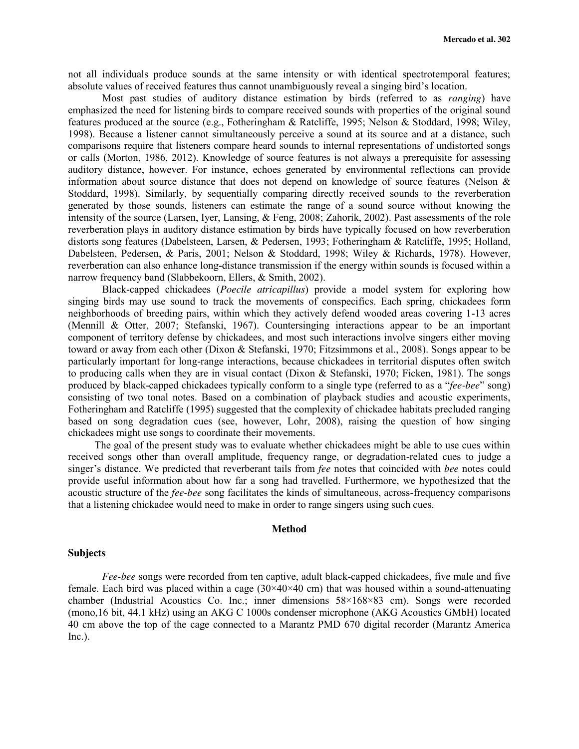not all individuals produce sounds at the same intensity or with identical spectrotemporal features; absolute values of received features thus cannot unambiguously reveal a singing bird's location.

Most past studies of auditory distance estimation by birds (referred to as *ranging*) have emphasized the need for listening birds to compare received sounds with properties of the original sound features produced at the source (e.g., Fotheringham & Ratcliffe, 1995; Nelson & Stoddard, 1998; Wiley, 1998). Because a listener cannot simultaneously perceive a sound at its source and at a distance, such comparisons require that listeners compare heard sounds to internal representations of undistorted songs or calls (Morton, 1986, 2012). Knowledge of source features is not always a prerequisite for assessing auditory distance, however. For instance, echoes generated by environmental reflections can provide information about source distance that does not depend on knowledge of source features (Nelson & Stoddard, 1998). Similarly, by sequentially comparing directly received sounds to the reverberation generated by those sounds, listeners can estimate the range of a sound source without knowing the intensity of the source (Larsen, Iyer, Lansing, & Feng, 2008; Zahorik, 2002). Past assessments of the role reverberation plays in auditory distance estimation by birds have typically focused on how reverberation distorts song features (Dabelsteen, Larsen, & Pedersen, 1993; Fotheringham & Ratcliffe, 1995; Holland, Dabelsteen, Pedersen, & Paris, 2001; Nelson & Stoddard, 1998; Wiley & Richards, 1978). However, reverberation can also enhance long-distance transmission if the energy within sounds is focused within a narrow frequency band (Slabbekoorn, Ellers, & Smith, 2002).

Black-capped chickadees (*Poecile atricapillus*) provide a model system for exploring how singing birds may use sound to track the movements of conspecifics. Each spring, chickadees form neighborhoods of breeding pairs, within which they actively defend wooded areas covering 1-13 acres (Mennill & Otter, 2007; Stefanski, 1967). Countersinging interactions appear to be an important component of territory defense by chickadees, and most such interactions involve singers either moving toward or away from each other (Dixon & Stefanski, 1970; Fitzsimmons et al., 2008). Songs appear to be particularly important for long-range interactions, because chickadees in territorial disputes often switch to producing calls when they are in visual contact (Dixon & Stefanski, 1970; Ficken, 1981). The songs produced by black-capped chickadees typically conform to a single type (referred to as a "*fee-bee*" song) consisting of two tonal notes. Based on a combination of playback studies and acoustic experiments, Fotheringham and Ratcliffe (1995) suggested that the complexity of chickadee habitats precluded ranging based on song degradation cues (see, however, Lohr, 2008), raising the question of how singing chickadees might use songs to coordinate their movements.

The goal of the present study was to evaluate whether chickadees might be able to use cues within received songs other than overall amplitude, frequency range, or degradation-related cues to judge a singer's distance. We predicted that reverberant tails from *fee* notes that coincided with *bee* notes could provide useful information about how far a song had travelled. Furthermore, we hypothesized that the acoustic structure of the *fee-bee* song facilitates the kinds of simultaneous, across-frequency comparisons that a listening chickadee would need to make in order to range singers using such cues.

## Method

### Subjects

*Fee-bee* songs were recorded from ten captive, adult black-capped chickadees, five male and five female. Each bird was placed within a cage (30×40×40 cm) that was housed within a sound-attenuating chamber (Industrial Acoustics Co. Inc.; inner dimensions 58×168×83 cm). Songs were recorded (mono,16 bit, 44.1 kHz) using an AKG C 1000s condenser microphone (AKG Acoustics GMbH) located 40 cm above the top of the cage connected to a Marantz PMD 670 digital recorder (Marantz America Inc.).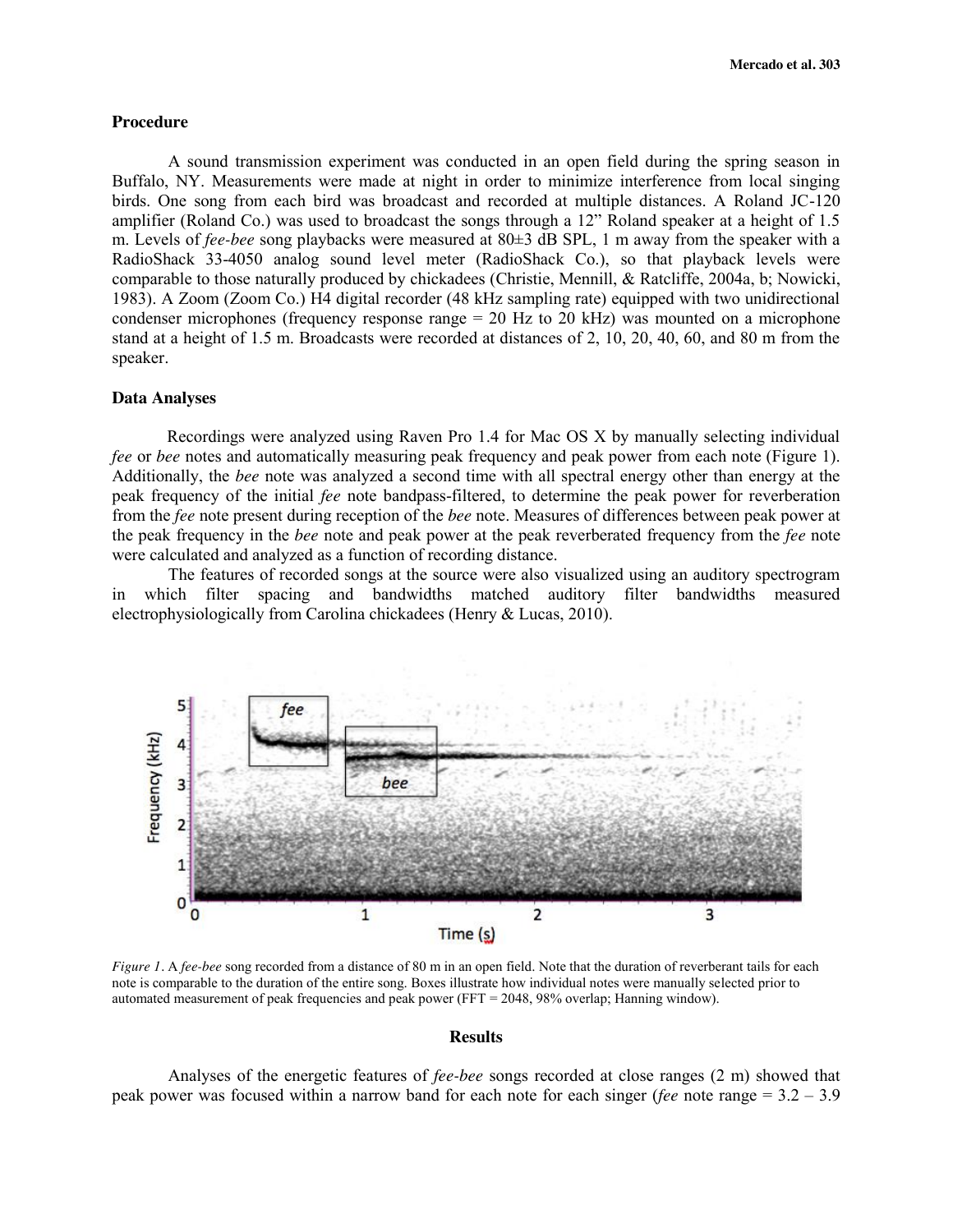### Procedure

A sound transmission experiment was conducted in an open field during the spring season in Buffalo, NY. Measurements were made at night in order to minimize interference from local singing birds. One song from each bird was broadcast and recorded at multiple distances. A Roland JC-120 amplifier (Roland Co.) was used to broadcast the songs through a 12" Roland speaker at a height of 1.5 m. Levels of *fee-bee* song playbacks were measured at 80±3 dB SPL, 1 m away from the speaker with a RadioShack 33-4050 analog sound level meter (RadioShack Co.), so that playback levels were comparable to those naturally produced by chickadees (Christie, Mennill, & Ratcliffe, 2004a, b; Nowicki, 1983). A Zoom (Zoom Co.) H4 digital recorder (48 kHz sampling rate) equipped with two unidirectional condenser microphones (frequency response range = 20 Hz to 20 kHz) was mounted on a microphone stand at a height of 1.5 m. Broadcasts were recorded at distances of 2, 10, 20, 40, 60, and 80 m from the speaker.

### Data Analyses

Recordings were analyzed using Raven Pro 1.4 for Mac OS X by manually selecting individual *fee* or *bee* notes and automatically measuring peak frequency and peak power from each note (Figure 1). Additionally, the *bee* note was analyzed a second time with all spectral energy other than energy at the peak frequency of the initial *fee* note bandpass-filtered, to determine the peak power for reverberation from the *fee* note present during reception of the *bee* note. Measures of differences between peak power at the peak frequency in the *bee* note and peak power at the peak reverberated frequency from the *fee* note were calculated and analyzed as a function of recording distance.

The features of recorded songs at the source were also visualized using an auditory spectrogram in which filter spacing and bandwidths matched auditory filter bandwidths measured electrophysiologically from Carolina chickadees (Henry & Lucas, 2010).

*Figure 1*. A *fee-bee* song recorded from a distance of 80 m in an open field. Note that the duration of reverberant tails for each note is comparable to the duration of the entire song. Boxes illustrate how individual notes were manually selected prior to automated measurement of peak frequencies and peak power (FFT = 2048, 98% overlap; Hanning window).

## Results

Analyses of the energetic features of *fee-bee* songs recorded at close ranges (2 m) showed that peak power was focused within a narrow band for each note for each singer (*fee* note range = 3.2 – 3.9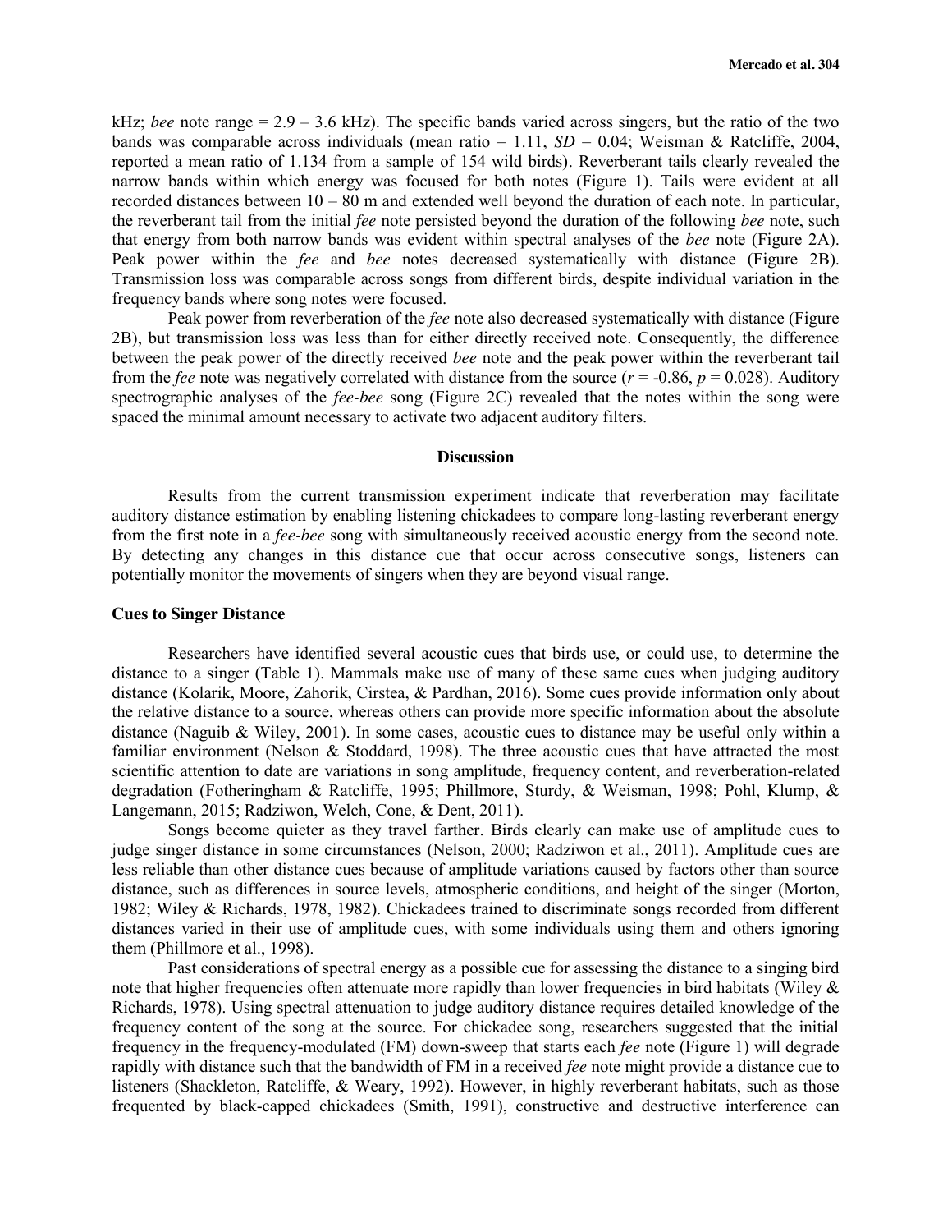kHz; *bee* note range = 2.9 – 3.6 kHz). The specific bands varied across singers, but the ratio of the two bands was comparable across individuals (mean ratio = 1.11, *SD* = 0.04; Weisman & Ratcliffe, 2004, reported a mean ratio of 1.134 from a sample of 154 wild birds). Reverberant tails clearly revealed the narrow bands within which energy was focused for both notes (Figure 1). Tails were evident at all recorded distances between 10 – 80 m and extended well beyond the duration of each note. In particular, the reverberant tail from the initial *fee* note persisted beyond the duration of the following *bee* note, such that energy from both narrow bands was evident within spectral analyses of the *bee* note (Figure 2A). Peak power within the *fee* and *bee* notes decreased systematically with distance (Figure 2B). Transmission loss was comparable across songs from different birds, despite individual variation in the frequency bands where song notes were focused.

Peak power from reverberation of the *fee* note also decreased systematically with distance (Figure 2B), but transmission loss was less than for either directly received note. Consequently, the difference between the peak power of the directly received *bee* note and the peak power within the reverberant tail from the *fee* note was negatively correlated with distance from the source ($r = -0.86$, $p = 0.028$). Auditory spectrographic analyses of the *fee-bee* song (Figure 2C) revealed that the notes within the song were spaced the minimal amount necessary to activate two adjacent auditory filters.

## Discussion

Results from the current transmission experiment indicate that reverberation may facilitate auditory distance estimation by enabling listening chickadees to compare long-lasting reverberant energy from the first note in a *fee-bee* song with simultaneously received acoustic energy from the second note. By detecting any changes in this distance cue that occur across consecutive songs, listeners can potentially monitor the movements of singers when they are beyond visual range.

### Cues to Singer Distance

Researchers have identified several acoustic cues that birds use, or could use, to determine the distance to a singer (Table 1). Mammals make use of many of these same cues when judging auditory distance (Kolarik, Moore, Zahorik, Cirstea, & Pardhan, 2016). Some cues provide information only about the relative distance to a source, whereas others can provide more specific information about the absolute distance (Naguib & Wiley, 2001). In some cases, acoustic cues to distance may be useful only within a familiar environment (Nelson & Stoddard, 1998). The three acoustic cues that have attracted the most scientific attention to date are variations in song amplitude, frequency content, and reverberation-related degradation (Fotheringham & Ratcliffe, 1995; Phillmore, Sturdy, & Weisman, 1998; Pohl, Klump, & Langemann, 2015; Radziwon, Welch, Cone, & Dent, 2011).

Songs become quieter as they travel farther. Birds clearly can make use of amplitude cues to judge singer distance in some circumstances (Nelson, 2000; Radziwon et al., 2011). Amplitude cues are less reliable than other distance cues because of amplitude variations caused by factors other than source distance, such as differences in source levels, atmospheric conditions, and height of the singer (Morton, 1982; Wiley & Richards, 1978, 1982). Chickadees trained to discriminate songs recorded from different distances varied in their use of amplitude cues, with some individuals using them and others ignoring them (Phillmore et al., 1998).

Past considerations of spectral energy as a possible cue for assessing the distance to a singing bird note that higher frequencies often attenuate more rapidly than lower frequencies in bird habitats (Wiley & Richards, 1978). Using spectral attenuation to judge auditory distance requires detailed knowledge of the frequency content of the song at the source. For chickadee song, researchers suggested that the initial frequency in the frequency-modulated (FM) down-sweep that starts each *fee* note (Figure 1) will degrade rapidly with distance such that the bandwidth of FM in a received *fee* note might provide a distance cue to listeners (Shackleton, Ratcliffe, & Weary, 1992). However, in highly reverberant habitats, such as those frequented by black-capped chickadees (Smith, 1991), constructive and destructive interference can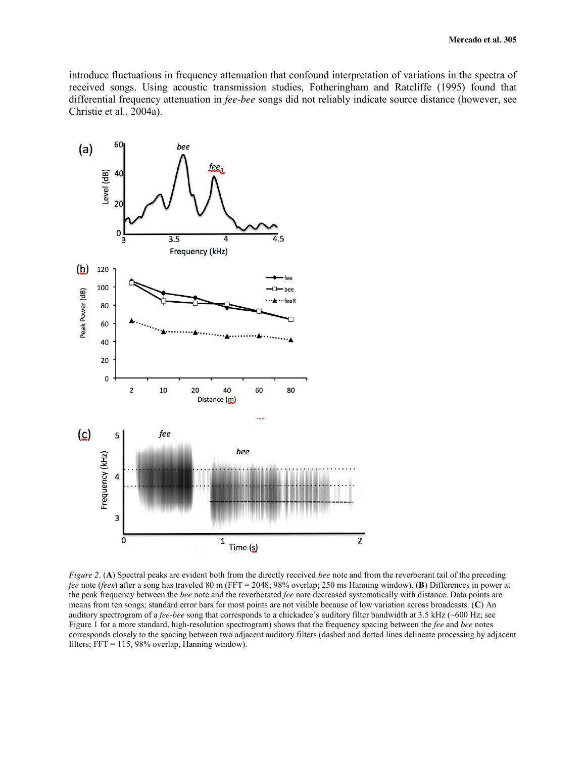introduce fluctuations in frequency attenuation that confound interpretation of variations in the spectra of received songs. Using acoustic transmission studies, Fotheringham and Ratcliffe (1995) found that differential frequency attenuation in *fee-bee* songs did not reliably indicate source distance (however, see Christie et al., 2004a).

*Figure 2*. (**A**) Spectral peaks are evident both from the directly received *bee* note and from the reverberant tail of the preceding *fee* note (*fee*$_R$) after a song has traveled 80 m (FFT = 2048; 98% overlap; 250 ms Hanning window). (**B**) Differences in power at the peak frequency between the *bee* note and the reverberated *fee* note decreased systematically with distance. Data points are means from ten songs; standard error bars for most points are not visible because of low variation across broadcasts. (**C**) An auditory spectrogram of a *fee-bee* song that corresponds to a chickadee's auditory filter bandwidth at 3.5 kHz (~600 Hz; see Figure 1 for a more standard, high-resolution spectrogram) shows that the frequency spacing between the *fee* and *bee* notes corresponds closely to the spacing between two adjacent auditory filters (dashed and dotted lines delineate processing by adjacent filters; FFT = 115, 98% overlap, Hanning window).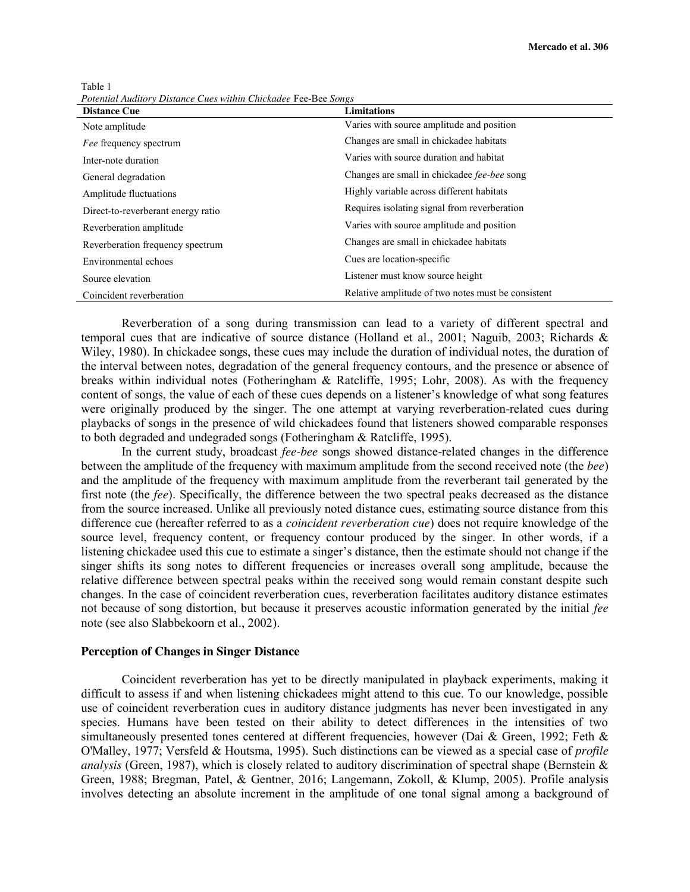Table 1
*Potential Auditory Distance Cues within Chickadee* Fee-Bee *Songs*

| Distance Cue | Limitations |
|---|---|
| Note amplitude | Varies with source amplitude and position |
| *Fee* frequency spectrum | Changes are small in chickadee habitats |
| Inter-note duration | Varies with source duration and habitat |
| General degradation | Changes are small in chickadee *fee-bee* song |
| Amplitude fluctuations | Highly variable across different habitats |
| Direct-to-reverberant energy ratio | Requires isolating signal from reverberation |
| Reverberation amplitude | Varies with source amplitude and position |
| Reverberation frequency spectrum | Changes are small in chickadee habitats |
| Environmental echoes | Cues are location-specific |
| Source elevation | Listener must know source height |
| Coincident reverberation | Relative amplitude of two notes must be consistent |

Reverberation of a song during transmission can lead to a variety of different spectral and temporal cues that are indicative of source distance (Holland et al., 2001; Naguib, 2003; Richards & Wiley, 1980). In chickadee songs, these cues may include the duration of individual notes, the duration of the interval between notes, degradation of the general frequency contours, and the presence or absence of breaks within individual notes (Fotheringham & Ratcliffe, 1995; Lohr, 2008). As with the frequency content of songs, the value of each of these cues depends on a listener's knowledge of what song features were originally produced by the singer. The one attempt at varying reverberation-related cues during playbacks of songs in the presence of wild chickadees found that listeners showed comparable responses to both degraded and undegraded songs (Fotheringham & Ratcliffe, 1995).

In the current study, broadcast *fee-bee* songs showed distance-related changes in the difference between the amplitude of the frequency with maximum amplitude from the second received note (the *bee*) and the amplitude of the frequency with maximum amplitude from the reverberant tail generated by the first note (the *fee*). Specifically, the difference between the two spectral peaks decreased as the distance from the source increased. Unlike all previously noted distance cues, estimating source distance from this difference cue (hereafter referred to as a *coincident reverberation cue*) does not require knowledge of the source level, frequency content, or frequency contour produced by the singer. In other words, if a listening chickadee used this cue to estimate a singer's distance, then the estimate should not change if the singer shifts its song notes to different frequencies or increases overall song amplitude, because the relative difference between spectral peaks within the received song would remain constant despite such changes. In the case of coincident reverberation cues, reverberation facilitates auditory distance estimates not because of song distortion, but because it preserves acoustic information generated by the initial *fee* note (see also Slabbekoorn et al., 2002).

### Perception of Changes in Singer Distance

Coincident reverberation has yet to be directly manipulated in playback experiments, making it difficult to assess if and when listening chickadees might attend to this cue. To our knowledge, possible use of coincident reverberation cues in auditory distance judgments has never been investigated in any species. Humans have been tested on their ability to detect differences in the intensities of two simultaneously presented tones centered at different frequencies, however (Dai & Green, 1992; Feth & O'Malley, 1977; Versfeld & Houtsma, 1995). Such distinctions can be viewed as a special case of *profile analysis* (Green, 1987), which is closely related to auditory discrimination of spectral shape (Bernstein & Green, 1988; Bregman, Patel, & Gentner, 2016; Langemann, Zokoll, & Klump, 2005). Profile analysis involves detecting an absolute increment in the amplitude of one tonal signal among a background of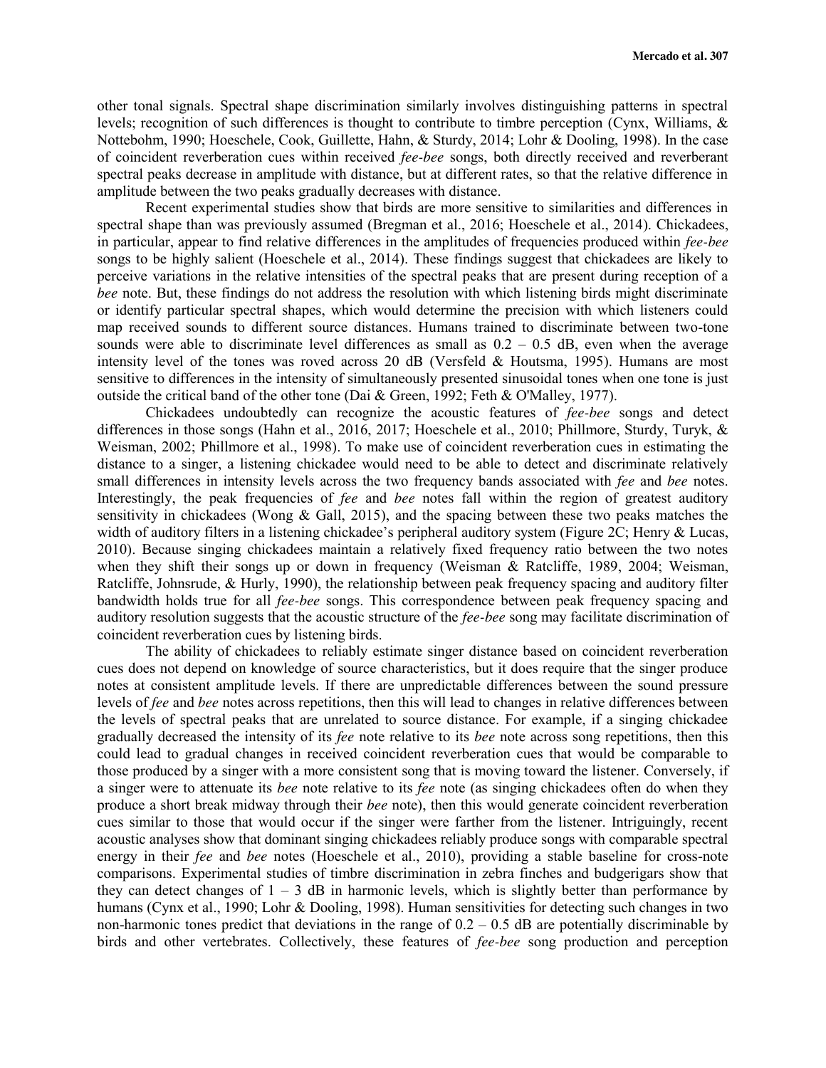other tonal signals. Spectral shape discrimination similarly involves distinguishing patterns in spectral levels; recognition of such differences is thought to contribute to timbre perception (Cynx, Williams, & Nottebohm, 1990; Hoeschele, Cook, Guillette, Hahn, & Sturdy, 2014; Lohr & Dooling, 1998). In the case of coincident reverberation cues within received *fee-bee* songs, both directly received and reverberant spectral peaks decrease in amplitude with distance, but at different rates, so that the relative difference in amplitude between the two peaks gradually decreases with distance.

Recent experimental studies show that birds are more sensitive to similarities and differences in spectral shape than was previously assumed (Bregman et al., 2016; Hoeschele et al., 2014). Chickadees, in particular, appear to find relative differences in the amplitudes of frequencies produced within *fee-bee* songs to be highly salient (Hoeschele et al., 2014). These findings suggest that chickadees are likely to perceive variations in the relative intensities of the spectral peaks that are present during reception of a *bee* note. But, these findings do not address the resolution with which listening birds might discriminate or identify particular spectral shapes, which would determine the precision with which listeners could map received sounds to different source distances. Humans trained to discriminate between two-tone sounds were able to discriminate level differences as small as 0.2 – 0.5 dB, even when the average intensity level of the tones was roved across 20 dB (Versfeld & Houtsma, 1995). Humans are most sensitive to differences in the intensity of simultaneously presented sinusoidal tones when one tone is just outside the critical band of the other tone (Dai & Green, 1992; Feth & O'Malley, 1977).

Chickadees undoubtedly can recognize the acoustic features of *fee-bee* songs and detect differences in those songs (Hahn et al., 2016, 2017; Hoeschele et al., 2010; Phillmore, Sturdy, Turyk, & Weisman, 2002; Phillmore et al., 1998). To make use of coincident reverberation cues in estimating the distance to a singer, a listening chickadee would need to be able to detect and discriminate relatively small differences in intensity levels across the two frequency bands associated with *fee* and *bee* notes. Interestingly, the peak frequencies of *fee* and *bee* notes fall within the region of greatest auditory sensitivity in chickadees (Wong & Gall, 2015), and the spacing between these two peaks matches the width of auditory filters in a listening chickadee's peripheral auditory system (Figure 2C; Henry & Lucas, 2010). Because singing chickadees maintain a relatively fixed frequency ratio between the two notes when they shift their songs up or down in frequency (Weisman & Ratcliffe, 1989, 2004; Weisman, Ratcliffe, Johnsrude, & Hurly, 1990), the relationship between peak frequency spacing and auditory filter bandwidth holds true for all *fee-bee* songs. This correspondence between peak frequency spacing and auditory resolution suggests that the acoustic structure of the *fee-bee* song may facilitate discrimination of coincident reverberation cues by listening birds.

The ability of chickadees to reliably estimate singer distance based on coincident reverberation cues does not depend on knowledge of source characteristics, but it does require that the singer produce notes at consistent amplitude levels. If there are unpredictable differences between the sound pressure levels of *fee* and *bee* notes across repetitions, then this will lead to changes in relative differences between the levels of spectral peaks that are unrelated to source distance. For example, if a singing chickadee gradually decreased the intensity of its *fee* note relative to its *bee* note across song repetitions, then this could lead to gradual changes in received coincident reverberation cues that would be comparable to those produced by a singer with a more consistent song that is moving toward the listener. Conversely, if a singer were to attenuate its *bee* note relative to its *fee* note (as singing chickadees often do when they produce a short break midway through their *bee* note), then this would generate coincident reverberation cues similar to those that would occur if the singer were farther from the listener. Intriguingly, recent acoustic analyses show that dominant singing chickadees reliably produce songs with comparable spectral energy in their *fee* and *bee* notes (Hoeschele et al., 2010), providing a stable baseline for cross-note comparisons. Experimental studies of timbre discrimination in zebra finches and budgerigars show that they can detect changes of 1 – 3 dB in harmonic levels, which is slightly better than performance by humans (Cynx et al., 1990; Lohr & Dooling, 1998). Human sensitivities for detecting such changes in two non-harmonic tones predict that deviations in the range of 0.2 – 0.5 dB are potentially discriminable by birds and other vertebrates. Collectively, these features of *fee-bee* song production and perception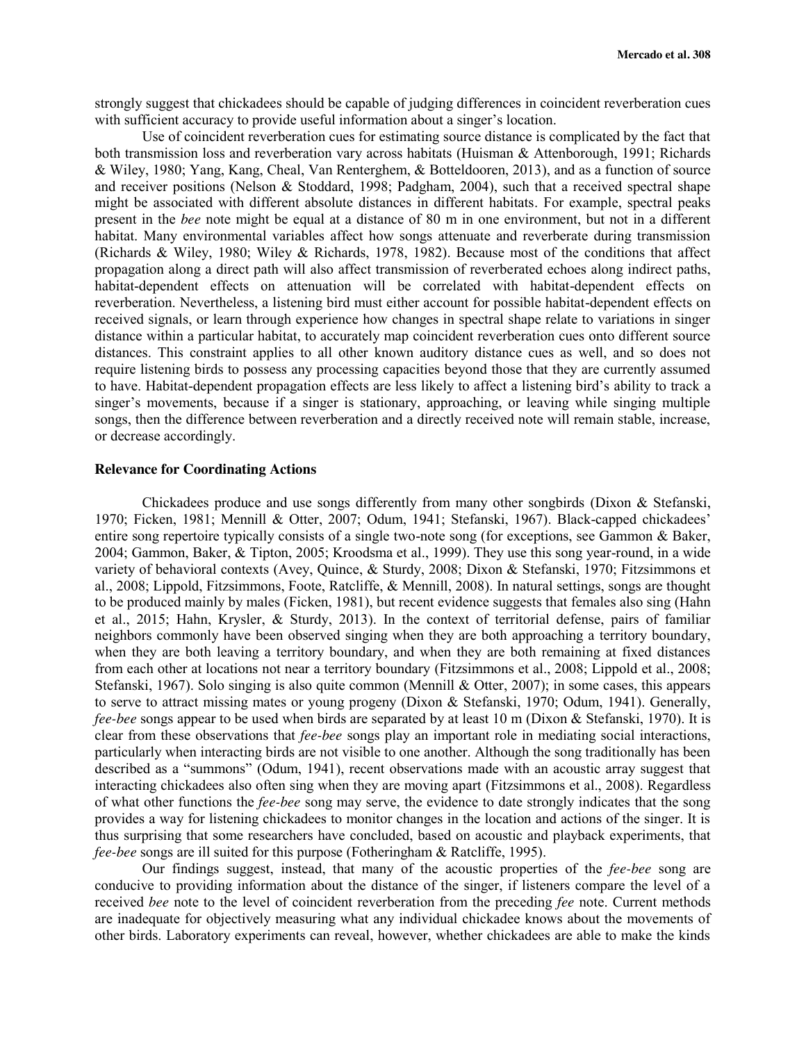strongly suggest that chickadees should be capable of judging differences in coincident reverberation cues with sufficient accuracy to provide useful information about a singer's location.

Use of coincident reverberation cues for estimating source distance is complicated by the fact that both transmission loss and reverberation vary across habitats (Huisman & Attenborough, 1991; Richards & Wiley, 1980; Yang, Kang, Cheal, Van Renterghem, & Botteldooren, 2013), and as a function of source and receiver positions (Nelson & Stoddard, 1998; Padgham, 2004), such that a received spectral shape might be associated with different absolute distances in different habitats. For example, spectral peaks present in the *bee* note might be equal at a distance of 80 m in one environment, but not in a different habitat. Many environmental variables affect how songs attenuate and reverberate during transmission (Richards & Wiley, 1980; Wiley & Richards, 1978, 1982). Because most of the conditions that affect propagation along a direct path will also affect transmission of reverberated echoes along indirect paths, habitat-dependent effects on attenuation will be correlated with habitat-dependent effects on reverberation. Nevertheless, a listening bird must either account for possible habitat-dependent effects on received signals, or learn through experience how changes in spectral shape relate to variations in singer distance within a particular habitat, to accurately map coincident reverberation cues onto different source distances. This constraint applies to all other known auditory distance cues as well, and so does not require listening birds to possess any processing capacities beyond those that they are currently assumed to have. Habitat-dependent propagation effects are less likely to affect a listening bird's ability to track a singer's movements, because if a singer is stationary, approaching, or leaving while singing multiple songs, then the difference between reverberation and a directly received note will remain stable, increase, or decrease accordingly.

### Relevance for Coordinating Actions

Chickadees produce and use songs differently from many other songbirds (Dixon & Stefanski, 1970; Ficken, 1981; Mennill & Otter, 2007; Odum, 1941; Stefanski, 1967). Black-capped chickadees' entire song repertoire typically consists of a single two-note song (for exceptions, see Gammon & Baker, 2004; Gammon, Baker, & Tipton, 2005; Kroodsma et al., 1999). They use this song year-round, in a wide variety of behavioral contexts (Avey, Quince, & Sturdy, 2008; Dixon & Stefanski, 1970; Fitzsimmons et al., 2008; Lippold, Fitzsimmons, Foote, Ratcliffe, & Mennill, 2008). In natural settings, songs are thought to be produced mainly by males (Ficken, 1981), but recent evidence suggests that females also sing (Hahn et al., 2015; Hahn, Krysler, & Sturdy, 2013). In the context of territorial defense, pairs of familiar neighbors commonly have been observed singing when they are both approaching a territory boundary, when they are both leaving a territory boundary, and when they are both remaining at fixed distances from each other at locations not near a territory boundary (Fitzsimmons et al., 2008; Lippold et al., 2008; Stefanski, 1967). Solo singing is also quite common (Mennill & Otter, 2007); in some cases, this appears to serve to attract missing mates or young progeny (Dixon & Stefanski, 1970; Odum, 1941). Generally, *fee-bee* songs appear to be used when birds are separated by at least 10 m (Dixon & Stefanski, 1970). It is clear from these observations that *fee-bee* songs play an important role in mediating social interactions, particularly when interacting birds are not visible to one another. Although the song traditionally has been described as a "summons" (Odum, 1941), recent observations made with an acoustic array suggest that interacting chickadees also often sing when they are moving apart (Fitzsimmons et al., 2008). Regardless of what other functions the *fee-bee* song may serve, the evidence to date strongly indicates that the song provides a way for listening chickadees to monitor changes in the location and actions of the singer. It is thus surprising that some researchers have concluded, based on acoustic and playback experiments, that *fee-bee* songs are ill suited for this purpose (Fotheringham & Ratcliffe, 1995).

Our findings suggest, instead, that many of the acoustic properties of the *fee-bee* song are conducive to providing information about the distance of the singer, if listeners compare the level of a received *bee* note to the level of coincident reverberation from the preceding *fee* note. Current methods are inadequate for objectively measuring what any individual chickadee knows about the movements of other birds. Laboratory experiments can reveal, however, whether chickadees are able to make the kinds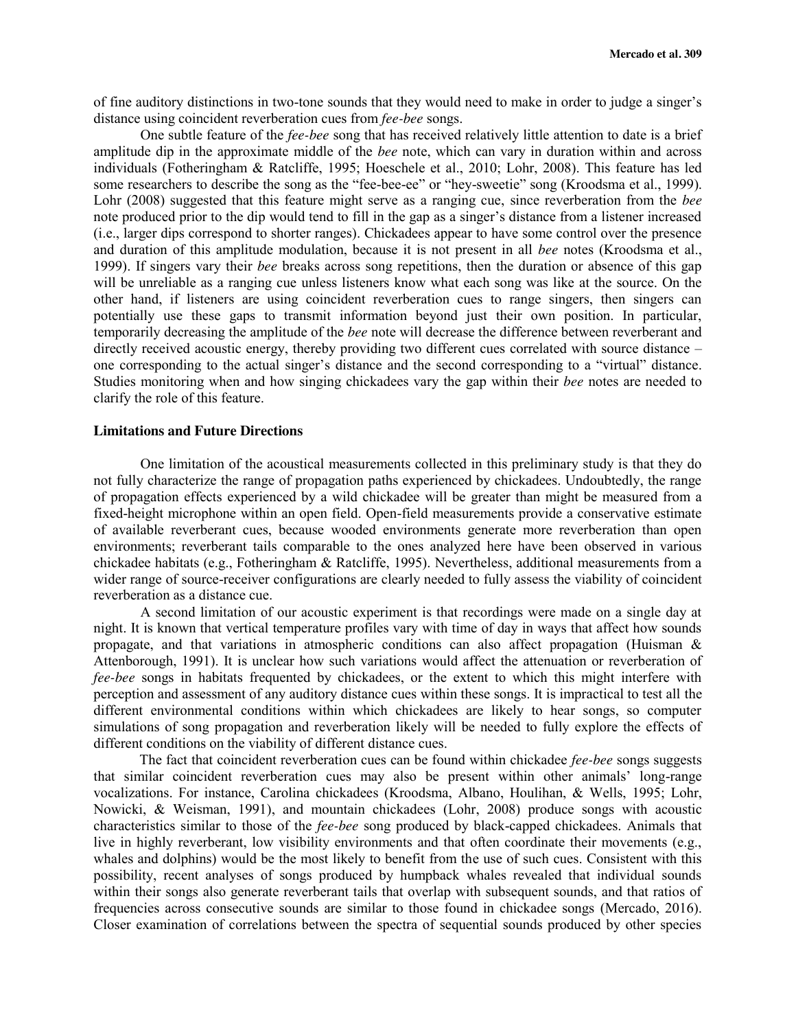of fine auditory distinctions in two-tone sounds that they would need to make in order to judge a singer's distance using coincident reverberation cues from *fee-bee* songs.

One subtle feature of the *fee-bee* song that has received relatively little attention to date is a brief amplitude dip in the approximate middle of the *bee* note, which can vary in duration within and across individuals (Fotheringham & Ratcliffe, 1995; Hoeschele et al., 2010; Lohr, 2008). This feature has led some researchers to describe the song as the "fee-bee-ee" or "hey-sweetie" song (Kroodsma et al., 1999). Lohr (2008) suggested that this feature might serve as a ranging cue, since reverberation from the *bee* note produced prior to the dip would tend to fill in the gap as a singer's distance from a listener increased (i.e., larger dips correspond to shorter ranges). Chickadees appear to have some control over the presence and duration of this amplitude modulation, because it is not present in all *bee* notes (Kroodsma et al., 1999). If singers vary their *bee* breaks across song repetitions, then the duration or absence of this gap will be unreliable as a ranging cue unless listeners know what each song was like at the source. On the other hand, if listeners are using coincident reverberation cues to range singers, then singers can potentially use these gaps to transmit information beyond just their own position. In particular, temporarily decreasing the amplitude of the *bee* note will decrease the difference between reverberant and directly received acoustic energy, thereby providing two different cues correlated with source distance – one corresponding to the actual singer's distance and the second corresponding to a "virtual" distance. Studies monitoring when and how singing chickadees vary the gap within their *bee* notes are needed to clarify the role of this feature.

## Limitations and Future Directions

One limitation of the acoustical measurements collected in this preliminary study is that they do not fully characterize the range of propagation paths experienced by chickadees. Undoubtedly, the range of propagation effects experienced by a wild chickadee will be greater than might be measured from a fixed-height microphone within an open field. Open-field measurements provide a conservative estimate of available reverberant cues, because wooded environments generate more reverberation than open environments; reverberant tails comparable to the ones analyzed here have been observed in various chickadee habitats (e.g., Fotheringham & Ratcliffe, 1995). Nevertheless, additional measurements from a wider range of source-receiver configurations are clearly needed to fully assess the viability of coincident reverberation as a distance cue.

A second limitation of our acoustic experiment is that recordings were made on a single day at night. It is known that vertical temperature profiles vary with time of day in ways that affect how sounds propagate, and that variations in atmospheric conditions can also affect propagation (Huisman & Attenborough, 1991). It is unclear how such variations would affect the attenuation or reverberation of *fee-bee* songs in habitats frequented by chickadees, or the extent to which this might interfere with perception and assessment of any auditory distance cues within these songs. It is impractical to test all the different environmental conditions within which chickadees are likely to hear songs, so computer simulations of song propagation and reverberation likely will be needed to fully explore the effects of different conditions on the viability of different distance cues.

The fact that coincident reverberation cues can be found within chickadee *fee-bee* songs suggests that similar coincident reverberation cues may also be present within other animals' long-range vocalizations. For instance, Carolina chickadees (Kroodsma, Albano, Houlihan, & Wells, 1995; Lohr, Nowicki, & Weisman, 1991), and mountain chickadees (Lohr, 2008) produce songs with acoustic characteristics similar to those of the *fee-bee* song produced by black-capped chickadees. Animals that live in highly reverberant, low visibility environments and that often coordinate their movements (e.g., whales and dolphins) would be the most likely to benefit from the use of such cues. Consistent with this possibility, recent analyses of songs produced by humpback whales revealed that individual sounds within their songs also generate reverberant tails that overlap with subsequent sounds, and that ratios of frequencies across consecutive sounds are similar to those found in chickadee songs (Mercado, 2016). Closer examination of correlations between the spectra of sequential sounds produced by other species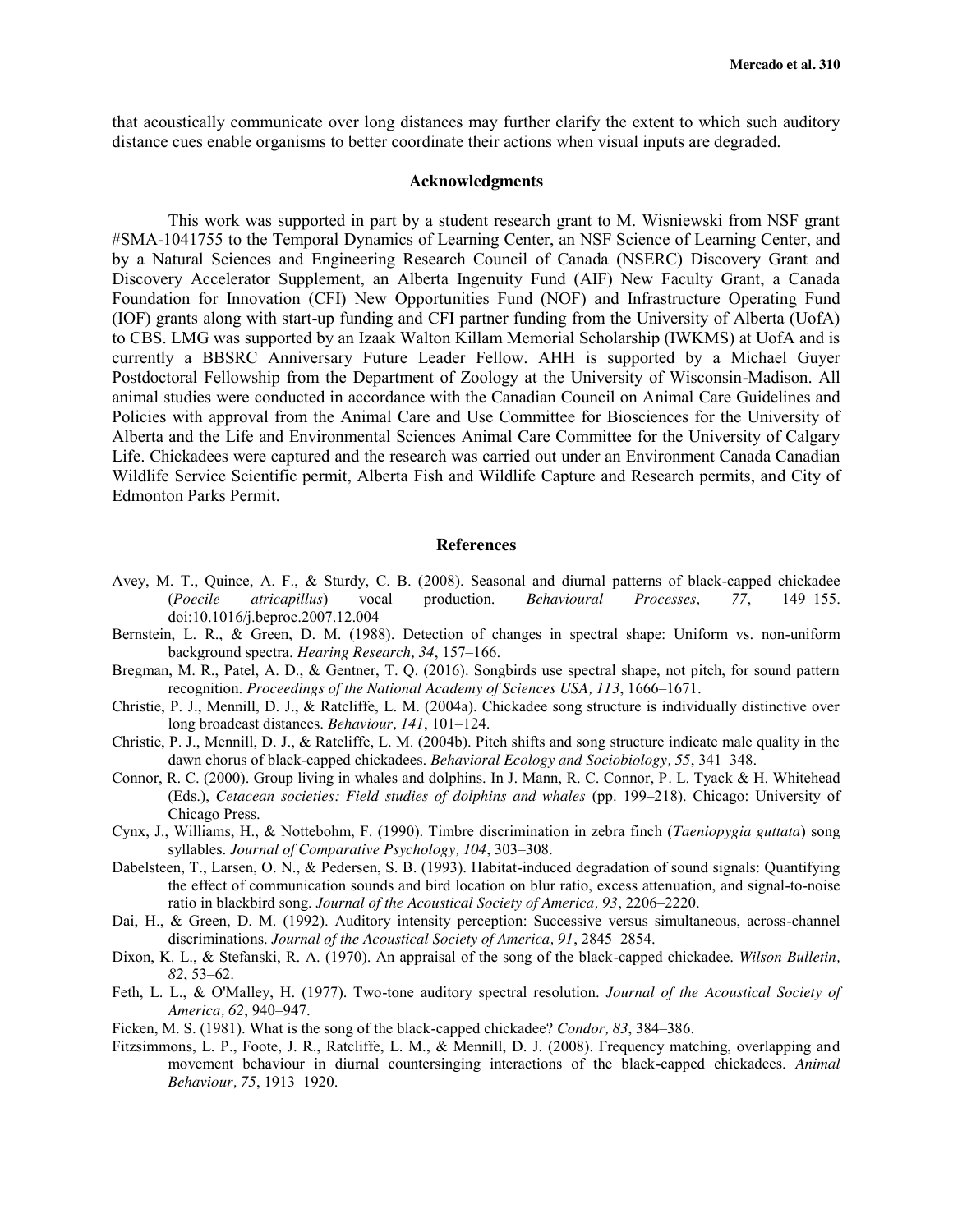that acoustically communicate over long distances may further clarify the extent to which such auditory distance cues enable organisms to better coordinate their actions when visual inputs are degraded.

## Acknowledgments

This work was supported in part by a student research grant to M. Wisniewski from NSF grant #SMA-1041755 to the Temporal Dynamics of Learning Center, an NSF Science of Learning Center, and by a Natural Sciences and Engineering Research Council of Canada (NSERC) Discovery Grant and Discovery Accelerator Supplement, an Alberta Ingenuity Fund (AIF) New Faculty Grant, a Canada Foundation for Innovation (CFI) New Opportunities Fund (NOF) and Infrastructure Operating Fund (IOF) grants along with start-up funding and CFI partner funding from the University of Alberta (UofA) to CBS. LMG was supported by an Izaak Walton Killam Memorial Scholarship (IWKMS) at UofA and is currently a BBSRC Anniversary Future Leader Fellow. AHH is supported by a Michael Guyer Postdoctoral Fellowship from the Department of Zoology at the University of Wisconsin-Madison. All animal studies were conducted in accordance with the Canadian Council on Animal Care Guidelines and Policies with approval from the Animal Care and Use Committee for Biosciences for the University of Alberta and the Life and Environmental Sciences Animal Care Committee for the University of Calgary Life. Chickadees were captured and the research was carried out under an Environment Canada Canadian Wildlife Service Scientific permit, Alberta Fish and Wildlife Capture and Research permits, and City of Edmonton Parks Permit.

## References

Avey, M. T., Quince, A. F., & Sturdy, C. B. (2008). Seasonal and diurnal patterns of black-capped chickadee (*Poecile atricapillus*) vocal production. *Behavioural Processes, 77*, 149–155. doi:10.1016/j.beproc.2007.12.004

Bernstein, L. R., & Green, D. M. (1988). Detection of changes in spectral shape: Uniform vs. non-uniform background spectra. *Hearing Research, 34*, 157–166.

Bregman, M. R., Patel, A. D., & Gentner, T. Q. (2016). Songbirds use spectral shape, not pitch, for sound pattern recognition. *Proceedings of the National Academy of Sciences USA, 113*, 1666–1671.

Christie, P. J., Mennill, D. J., & Ratcliffe, L. M. (2004a). Chickadee song structure is individually distinctive over long broadcast distances. *Behaviour, 141*, 101–124.

Christie, P. J., Mennill, D. J., & Ratcliffe, L. M. (2004b). Pitch shifts and song structure indicate male quality in the dawn chorus of black-capped chickadees. *Behavioral Ecology and Sociobiology, 55*, 341–348.

Connor, R. C. (2000). Group living in whales and dolphins. In J. Mann, R. C. Connor, P. L. Tyack & H. Whitehead (Eds.), *Cetacean societies: Field studies of dolphins and whales* (pp. 199–218). Chicago: University of Chicago Press.

Cynx, J., Williams, H., & Nottebohm, F. (1990). Timbre discrimination in zebra finch (*Taeniopygia guttata*) song syllables. *Journal of Comparative Psychology, 104*, 303–308.

Dabelsteen, T., Larsen, O. N., & Pedersen, S. B. (1993). Habitat-induced degradation of sound signals: Quantifying the effect of communication sounds and bird location on blur ratio, excess attenuation, and signal-to-noise ratio in blackbird song. *Journal of the Acoustical Society of America, 93*, 2206–2220.

Dai, H., & Green, D. M. (1992). Auditory intensity perception: Successive versus simultaneous, across-channel discriminations. *Journal of the Acoustical Society of America, 91*, 2845–2854.

Dixon, K. L., & Stefanski, R. A. (1970). An appraisal of the song of the black-capped chickadee. *Wilson Bulletin, 82*, 53–62.

Feth, L. L., & O'Malley, H. (1977). Two-tone auditory spectral resolution. *Journal of the Acoustical Society of America, 62*, 940–947.

Ficken, M. S. (1981). What is the song of the black-capped chickadee? *Condor, 83*, 384–386.

Fitzsimmons, L. P., Foote, J. R., Ratcliffe, L. M., & Mennill, D. J. (2008). Frequency matching, overlapping and movement behaviour in diurnal countersinging interactions of the black-capped chickadees. *Animal Behaviour, 75*, 1913–1920.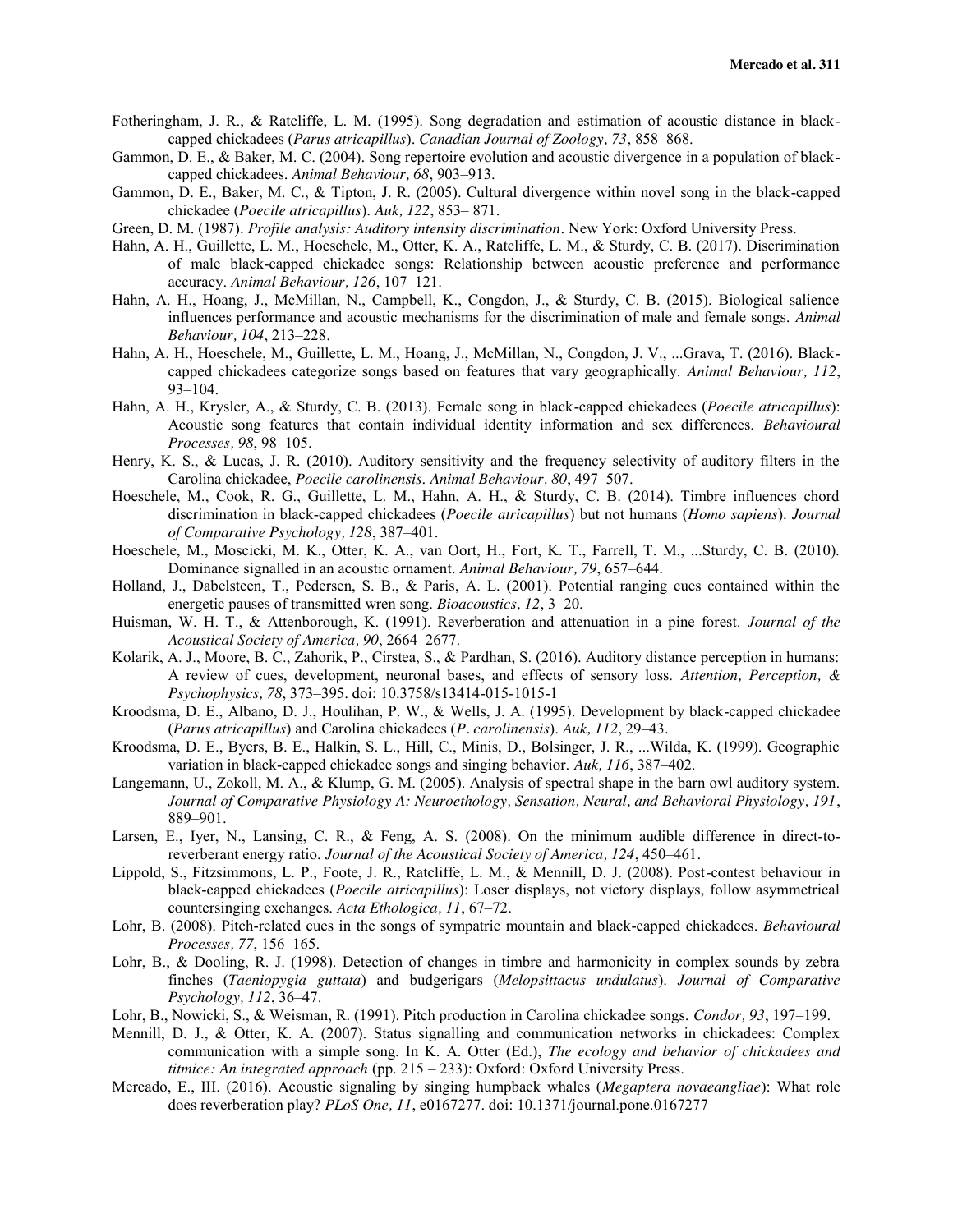Fotheringham, J. R., & Ratcliffe, L. M. (1995). Song degradation and estimation of acoustic distance in black-capped chickadees (*Parus atricapillus*). *Canadian Journal of Zoology, 73*, 858–868.

Gammon, D. E., & Baker, M. C. (2004). Song repertoire evolution and acoustic divergence in a population of black-capped chickadees. *Animal Behaviour, 68*, 903–913.

Gammon, D. E., Baker, M. C., & Tipton, J. R. (2005). Cultural divergence within novel song in the black-capped chickadee (*Poecile atricapillus*). *Auk, 122*, 853– 871.

Green, D. M. (1987). *Profile analysis: Auditory intensity discrimination*. New York: Oxford University Press.

Hahn, A. H., Guillette, L. M., Hoeschele, M., Otter, K. A., Ratcliffe, L. M., & Sturdy, C. B. (2017). Discrimination of male black-capped chickadee songs: Relationship between acoustic preference and performance accuracy. *Animal Behaviour, 126*, 107–121.

Hahn, A. H., Hoang, J., McMillan, N., Campbell, K., Congdon, J., & Sturdy, C. B. (2015). Biological salience influences performance and acoustic mechanisms for the discrimination of male and female songs. *Animal Behaviour, 104*, 213–228.

Hahn, A. H., Hoeschele, M., Guillette, L. M., Hoang, J., McMillan, N., Congdon, J. V., ...Grava, T. (2016). Black-capped chickadees categorize songs based on features that vary geographically. *Animal Behaviour, 112*, 93–104.

Hahn, A. H., Krysler, A., & Sturdy, C. B. (2013). Female song in black-capped chickadees (*Poecile atricapillus*): Acoustic song features that contain individual identity information and sex differences. *Behavioural Processes, 98*, 98–105.

Henry, K. S., & Lucas, J. R. (2010). Auditory sensitivity and the frequency selectivity of auditory filters in the Carolina chickadee, *Poecile carolinensis*. *Animal Behaviour, 80*, 497–507.

Hoeschele, M., Cook, R. G., Guillette, L. M., Hahn, A. H., & Sturdy, C. B. (2014). Timbre influences chord discrimination in black-capped chickadees (*Poecile atricapillus*) but not humans (*Homo sapiens*). *Journal of Comparative Psychology, 128*, 387–401.

Hoeschele, M., Moscicki, M. K., Otter, K. A., van Oort, H., Fort, K. T., Farrell, T. M., ...Sturdy, C. B. (2010). Dominance signalled in an acoustic ornament. *Animal Behaviour, 79*, 657–644.

Holland, J., Dabelsteen, T., Pedersen, S. B., & Paris, A. L. (2001). Potential ranging cues contained within the energetic pauses of transmitted wren song. *Bioacoustics, 12*, 3–20.

Huisman, W. H. T., & Attenborough, K. (1991). Reverberation and attenuation in a pine forest. *Journal of the Acoustical Society of America, 90*, 2664–2677.

Kolarik, A. J., Moore, B. C., Zahorik, P., Cirstea, S., & Pardhan, S. (2016). Auditory distance perception in humans: A review of cues, development, neuronal bases, and effects of sensory loss. *Attention, Perception, & Psychophysics, 78*, 373–395. doi: 10.3758/s13414-015-1015-1

Kroodsma, D. E., Albano, D. J., Houlihan, P. W., & Wells, J. A. (1995). Development by black-capped chickadee (*Parus atricapillus*) and Carolina chickadees (*P. carolinensis*). *Auk, 112*, 29–43.

Kroodsma, D. E., Byers, B. E., Halkin, S. L., Hill, C., Minis, D., Bolsinger, J. R., ...Wilda, K. (1999). Geographic variation in black-capped chickadee songs and singing behavior. *Auk, 116*, 387–402.

Langemann, U., Zokoll, M. A., & Klump, G. M. (2005). Analysis of spectral shape in the barn owl auditory system. *Journal of Comparative Physiology A: Neuroethology, Sensation, Neural, and Behavioral Physiology, 191*, 889–901.

Larsen, E., Iyer, N., Lansing, C. R., & Feng, A. S. (2008). On the minimum audible difference in direct-to-reverberant energy ratio. *Journal of the Acoustical Society of America, 124*, 450–461.

Lippold, S., Fitzsimmons, L. P., Foote, J. R., Ratcliffe, L. M., & Mennill, D. J. (2008). Post-contest behaviour in black-capped chickadees (*Poecile atricapillus*): Loser displays, not victory displays, follow asymmetrical countersinging exchanges. *Acta Ethologica, 11*, 67–72.

Lohr, B. (2008). Pitch-related cues in the songs of sympatric mountain and black-capped chickadees. *Behavioural Processes, 77*, 156–165.

Lohr, B., & Dooling, R. J. (1998). Detection of changes in timbre and harmonicity in complex sounds by zebra finches (*Taeniopygia guttata*) and budgerigars (*Melopsittacus undulatus*). *Journal of Comparative Psychology, 112*, 36–47.

Lohr, B., Nowicki, S., & Weisman, R. (1991). Pitch production in Carolina chickadee songs. *Condor, 93*, 197–199.

Mennill, D. J., & Otter, K. A. (2007). Status signalling and communication networks in chickadees: Complex communication with a simple song. In K. A. Otter (Ed.), *The ecology and behavior of chickadees and titmice: An integrated approach* (pp. 215 – 233): Oxford: Oxford University Press.

Mercado, E., III. (2016). Acoustic signaling by singing humpback whales (*Megaptera novaeangliae*): What role does reverberation play? *PLoS One, 11*, e0167277. doi: 10.1371/journal.pone.0167277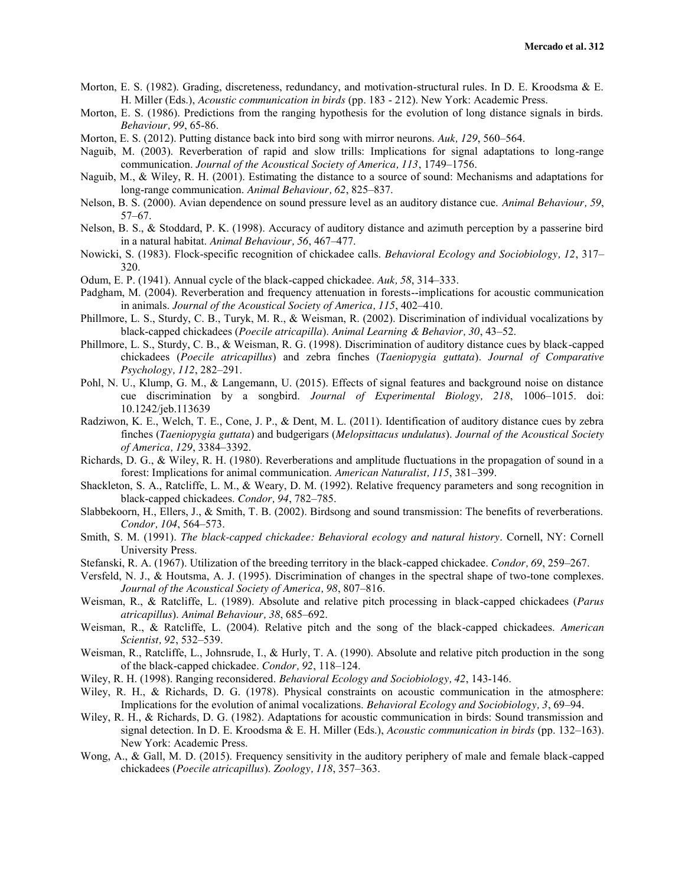Morton, E. S. (1982). Grading, discreteness, redundancy, and motivation-structural rules. In D. E. Kroodsma & E. H. Miller (Eds.), *Acoustic communication in birds* (pp. 183 - 212). New York: Academic Press.

Morton, E. S. (1986). Predictions from the ranging hypothesis for the evolution of long distance signals in birds. *Behaviour, 99*, 65-86.

Morton, E. S. (2012). Putting distance back into bird song with mirror neurons. *Auk, 129*, 560–564.

Naguib, M. (2003). Reverberation of rapid and slow trills: Implications for signal adaptations to long-range communication. *Journal of the Acoustical Society of America, 113*, 1749–1756.

Naguib, M., & Wiley, R. H. (2001). Estimating the distance to a source of sound: Mechanisms and adaptations for long-range communication. *Animal Behaviour, 62*, 825–837.

Nelson, B. S. (2000). Avian dependence on sound pressure level as an auditory distance cue. *Animal Behaviour, 59*, 57–67.

Nelson, B. S., & Stoddard, P. K. (1998). Accuracy of auditory distance and azimuth perception by a passerine bird in a natural habitat. *Animal Behaviour, 56*, 467–477.

Nowicki, S. (1983). Flock-specific recognition of chickadee calls. *Behavioral Ecology and Sociobiology, 12*, 317–320.

Odum, E. P. (1941). Annual cycle of the black-capped chickadee. *Auk, 58*, 314–333.

Padgham, M. (2004). Reverberation and frequency attenuation in forests--implications for acoustic communication in animals. *Journal of the Acoustical Society of America, 115*, 402–410.

Phillmore, L. S., Sturdy, C. B., Turyk, M. R., & Weisman, R. (2002). Discrimination of individual vocalizations by black-capped chickadees (*Poecile atricapilla*). *Animal Learning & Behavior, 30*, 43–52.

Phillmore, L. S., Sturdy, C. B., & Weisman, R. G. (1998). Discrimination of auditory distance cues by black-capped chickadees (*Poecile atricapillus*) and zebra finches (*Taeniopygia guttata*). *Journal of Comparative Psychology, 112*, 282–291.

Pohl, N. U., Klump, G. M., & Langemann, U. (2015). Effects of signal features and background noise on distance cue discrimination by a songbird. *Journal of Experimental Biology, 218*, 1006–1015. doi: 10.1242/jeb.113639

Radziwon, K. E., Welch, T. E., Cone, J. P., & Dent, M. L. (2011). Identification of auditory distance cues by zebra finches (*Taeniopygia guttata*) and budgerigars (*Melopsittacus undulatus*). *Journal of the Acoustical Society of America, 129*, 3384–3392.

Richards, D. G., & Wiley, R. H. (1980). Reverberations and amplitude fluctuations in the propagation of sound in a forest: Implications for animal communication. *American Naturalist, 115*, 381–399.

Shackleton, S. A., Ratcliffe, L. M., & Weary, D. M. (1992). Relative frequency parameters and song recognition in black-capped chickadees. *Condor, 94*, 782–785.

Slabbekoorn, H., Ellers, J., & Smith, T. B. (2002). Birdsong and sound transmission: The benefits of reverberations. *Condor, 104*, 564–573.

Smith, S. M. (1991). *The black-capped chickadee: Behavioral ecology and natural history*. Cornell, NY: Cornell University Press.

Stefanski, R. A. (1967). Utilization of the breeding territory in the black-capped chickadee. *Condor, 69*, 259–267.

Versfeld, N. J., & Houtsma, A. J. (1995). Discrimination of changes in the spectral shape of two-tone complexes. *Journal of the Acoustical Society of America, 98*, 807–816.

Weisman, R., & Ratcliffe, L. (1989). Absolute and relative pitch processing in black-capped chickadees (*Parus atricapillus*). *Animal Behaviour, 38*, 685–692.

Weisman, R., & Ratcliffe, L. (2004). Relative pitch and the song of the black-capped chickadees. *American Scientist, 92*, 532–539.

Weisman, R., Ratcliffe, L., Johnsrude, I., & Hurly, T. A. (1990). Absolute and relative pitch production in the song of the black-capped chickadee. *Condor, 92*, 118–124.

Wiley, R. H. (1998). Ranging reconsidered. *Behavioral Ecology and Sociobiology, 42*, 143-146.

Wiley, R. H., & Richards, D. G. (1978). Physical constraints on acoustic communication in the atmosphere: Implications for the evolution of animal vocalizations. *Behavioral Ecology and Sociobiology, 3*, 69–94.

Wiley, R. H., & Richards, D. G. (1982). Adaptations for acoustic communication in birds: Sound transmission and signal detection. In D. E. Kroodsma & E. H. Miller (Eds.), *Acoustic communication in birds* (pp. 132–163). New York: Academic Press.

Wong, A., & Gall, M. D. (2015). Frequency sensitivity in the auditory periphery of male and female black-capped chickadees (*Poecile atricapillus*). *Zoology, 118*, 357–363.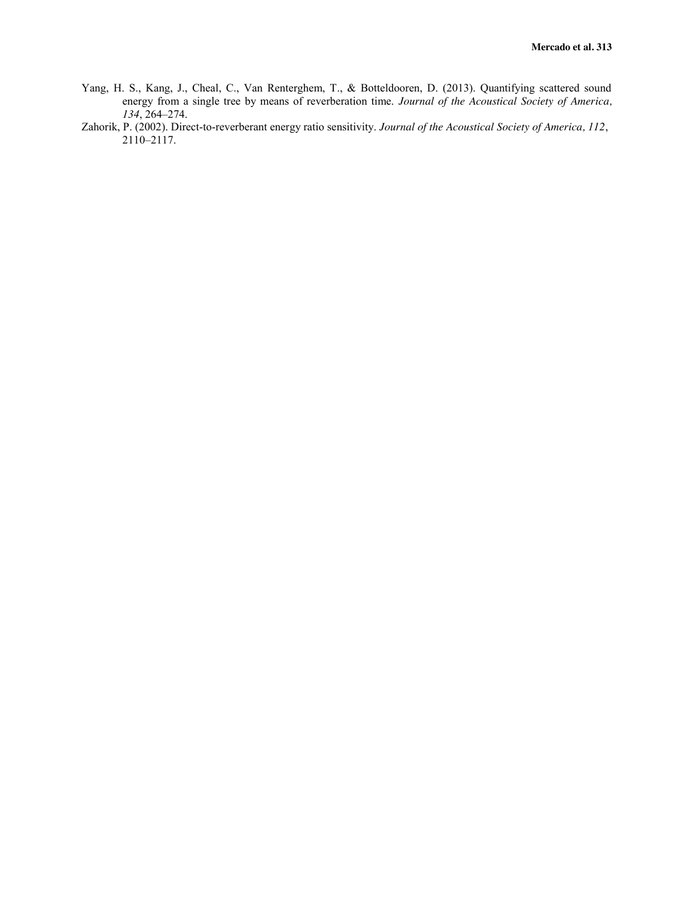Yang, H. S., Kang, J., Cheal, C., Van Renterghem, T., & Botteldooren, D. (2013). Quantifying scattered sound energy from a single tree by means of reverberation time. *Journal of the Acoustical Society of America, 134*, 264–274.

Zahorik, P. (2002). Direct-to-reverberant energy ratio sensitivity. *Journal of the Acoustical Society of America, 112*, 2110–2117.